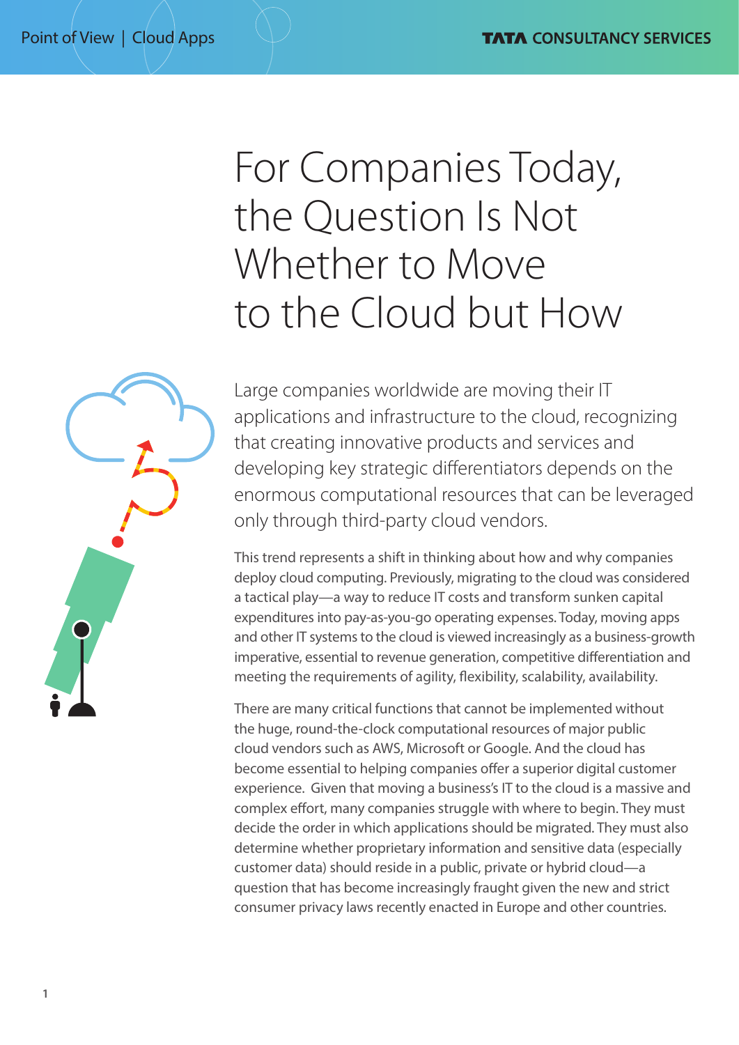# For Companies Today, the Question Is Not Whether to Move to the Cloud but How

Large companies worldwide are moving their IT applications and infrastructure to the cloud, recognizing that creating innovative products and services and developing key strategic differentiators depends on the enormous computational resources that can be leveraged only through third-party cloud vendors.

This trend represents a shift in thinking about how and why companies deploy cloud computing. Previously, migrating to the cloud was considered a tactical play—a way to reduce IT costs and transform sunken capital expenditures into pay-as-you-go operating expenses. Today, moving apps and other IT systems to the cloud is viewed increasingly as a business-growth imperative, essential to revenue generation, competitive differentiation and meeting the requirements of agility, flexibility, scalability, availability.

There are many critical functions that cannot be implemented without the huge, round-the-clock computational resources of major public cloud vendors such as AWS, Microsoft or Google. And the cloud has become essential to helping companies offer a superior digital customer experience. Given that moving a business's IT to the cloud is a massive and complex effort, many companies struggle with where to begin. They must decide the order in which applications should be migrated. They must also determine whether proprietary information and sensitive data (especially customer data) should reside in a public, private or hybrid cloud—a question that has become increasingly fraught given the new and strict consumer privacy laws recently enacted in Europe and other countries.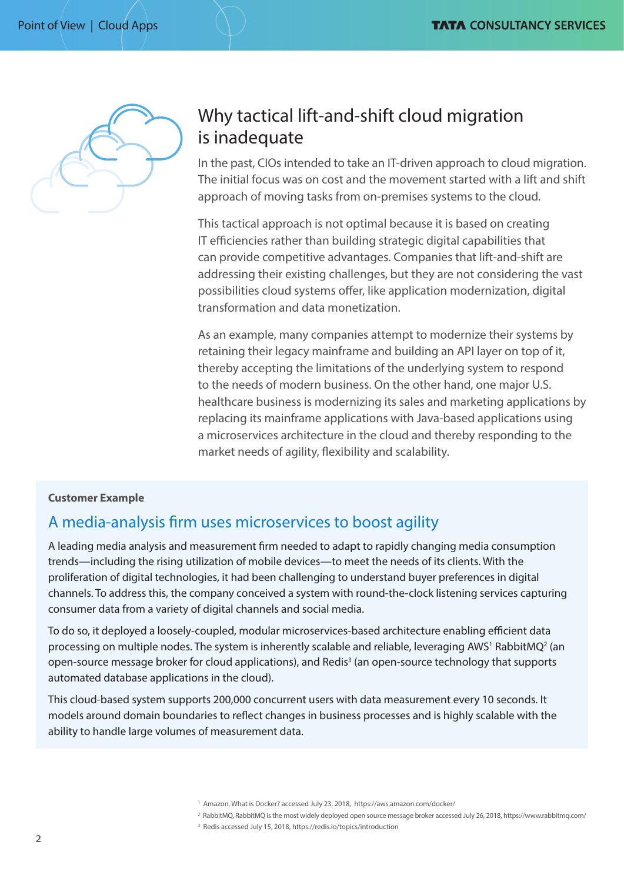## Why tactical lift-and-shift cloud migration is inadequate

In the past, CIOs intended to take an IT-driven approach to cloud migration. The initial focus was on cost and the movement started with a lift and shift approach of moving tasks from on-premises systems to the cloud.

This tactical approach is not optimal because it is based on creating IT efficiencies rather than building strategic digital capabilities that can provide competitive advantages. Companies that lift-and-shift are addressing their existing challenges, but they are not considering the vast possibilities cloud systems offer, like application modernization, digital transformation and data monetization.

As an example, many companies attempt to modernize their systems by retaining their legacy mainframe and building an API layer on top of it, thereby accepting the limitations of the underlying system to respond to the needs of modern business. On the other hand, one major U.S. healthcare business is modernizing its sales and marketing applications by replacing its mainframe applications with Java-based applications using a microservices architecture in the cloud and thereby responding to the market needs of agility, flexibility and scalability.

**Customer Example**

### A media-analysis firm uses microservices to boost agility

A leading media analysis and measurement firm needed to adapt to rapidly changing media consumption trends—including the rising utilization of mobile devices—to meet the needs of its clients. With the proliferation of digital technologies, it had been challenging to understand buyer preferences in digital channels. To address this, the company conceived a system with round-the-clock listening services capturing consumer data from a variety of digital channels and social media.

To do so, it deployed a loosely-coupled, modular microservices-based architecture enabling efficient data processing on multiple nodes. The system is inherently scalable and reliable, leveraging AWS[1] RabbitMQ[2] (an open-source message broker for cloud applications), and Redis[3] (an open-source technology that supports automated database applications in the cloud).

This cloud-based system supports 200,000 concurrent users with data measurement every 10 seconds. It models around domain boundaries to reflect changes in business processes and is highly scalable with the ability to handle large volumes of measurement data.

[1] Amazon, What is Docker? accessed July 23, 2018, https://aws.amazon.com/docker/

[2] RabbitMQ, RabbitMQ is the most widely deployed open source message broker accessed July 26, 2018, https://www.rabbitmq.com/

[3] Redis accessed July 15, 2018, https://redis.io/topics/introduction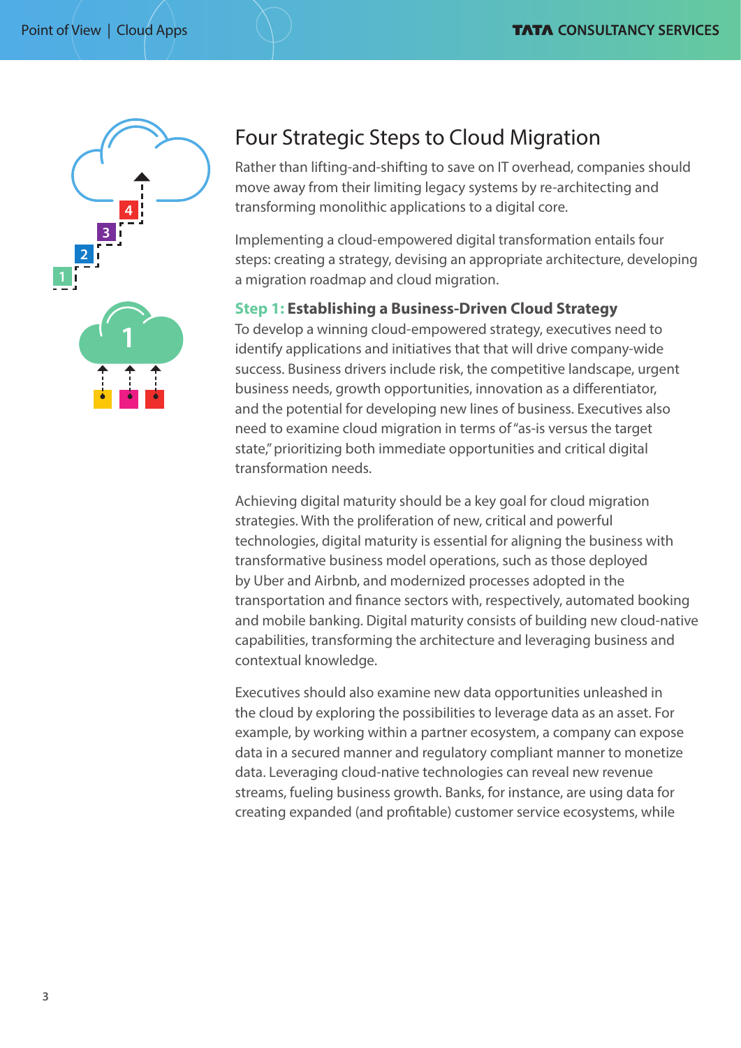## Four Strategic Steps to Cloud Migration

Rather than lifting-and-shifting to save on IT overhead, companies should move away from their limiting legacy systems by re-architecting and transforming monolithic applications to a digital core.

Implementing a cloud-empowered digital transformation entails four steps: creating a strategy, devising an appropriate architecture, developing a migration roadmap and cloud migration.

### Step 1: Establishing a Business-Driven Cloud Strategy

To develop a winning cloud-empowered strategy, executives need to identify applications and initiatives that that will drive company-wide success. Business drivers include risk, the competitive landscape, urgent business needs, growth opportunities, innovation as a differentiator, and the potential for developing new lines of business. Executives also need to examine cloud migration in terms of "as-is versus the target state," prioritizing both immediate opportunities and critical digital transformation needs.

Achieving digital maturity should be a key goal for cloud migration strategies. With the proliferation of new, critical and powerful technologies, digital maturity is essential for aligning the business with transformative business model operations, such as those deployed by Uber and Airbnb, and modernized processes adopted in the transportation and finance sectors with, respectively, automated booking and mobile banking. Digital maturity consists of building new cloud-native capabilities, transforming the architecture and leveraging business and contextual knowledge.

Executives should also examine new data opportunities unleashed in the cloud by exploring the possibilities to leverage data as an asset. For example, by working within a partner ecosystem, a company can expose data in a secured manner and regulatory compliant manner to monetize data. Leveraging cloud-native technologies can reveal new revenue streams, fueling business growth. Banks, for instance, are using data for creating expanded (and profitable) customer service ecosystems, while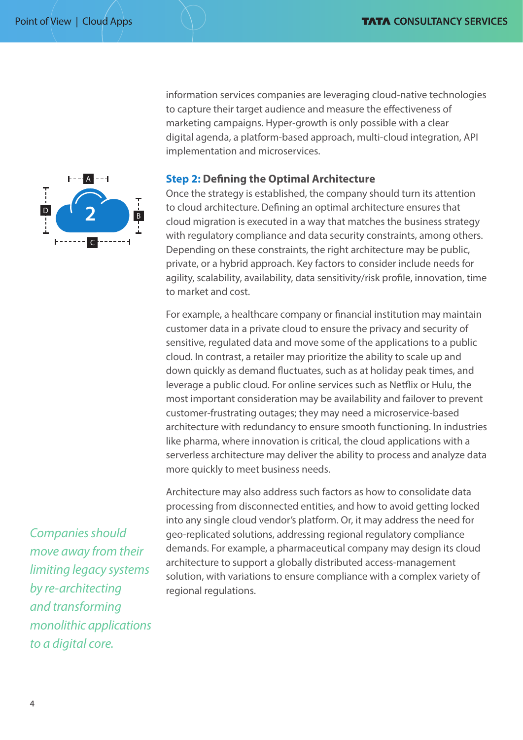information services companies are leveraging cloud-native technologies to capture their target audience and measure the effectiveness of marketing campaigns. Hyper-growth is only possible with a clear digital agenda, a platform-based approach, multi-cloud integration, API implementation and microservices.

## Step 2: Defining the Optimal Architecture

Once the strategy is established, the company should turn its attention to cloud architecture. Defining an optimal architecture ensures that cloud migration is executed in a way that matches the business strategy with regulatory compliance and data security constraints, among others. Depending on these constraints, the right architecture may be public, private, or a hybrid approach. Key factors to consider include needs for agility, scalability, availability, data sensitivity/risk profile, innovation, time to market and cost.

For example, a healthcare company or financial institution may maintain customer data in a private cloud to ensure the privacy and security of sensitive, regulated data and move some of the applications to a public cloud. In contrast, a retailer may prioritize the ability to scale up and down quickly as demand fluctuates, such as at holiday peak times, and leverage a public cloud. For online services such as Netflix or Hulu, the most important consideration may be availability and failover to prevent customer-frustrating outages; they may need a microservice-based architecture with redundancy to ensure smooth functioning. In industries like pharma, where innovation is critical, the cloud applications with a serverless architecture may deliver the ability to process and analyze data more quickly to meet business needs.

Architecture may also address such factors as how to consolidate data processing from disconnected entities, and how to avoid getting locked into any single cloud vendor's platform. Or, it may address the need for geo-replicated solutions, addressing regional regulatory compliance demands. For example, a pharmaceutical company may design its cloud architecture to support a globally distributed access-management solution, with variations to ensure compliance with a complex variety of regional regulations.

*Companies should move away from their limiting legacy systems by re-architecting and transforming monolithic applications to a digital core.*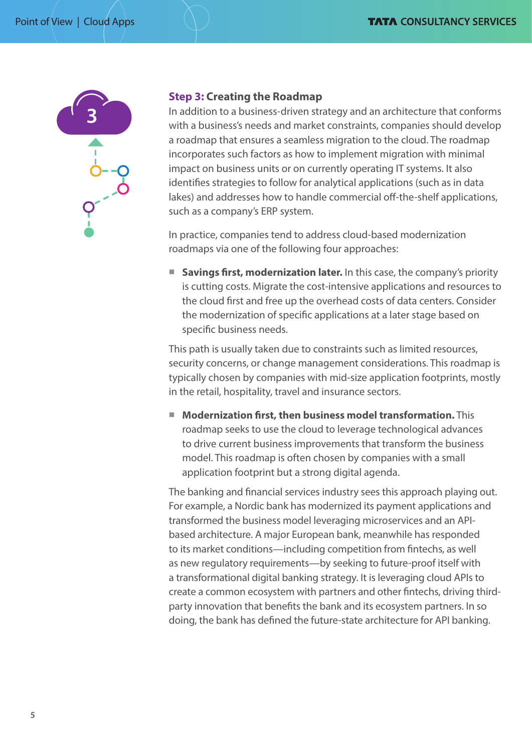## **Step 3:** Creating the Roadmap

In addition to a business-driven strategy and an architecture that conforms with a business's needs and market constraints, companies should develop a roadmap that ensures a seamless migration to the cloud. The roadmap incorporates such factors as how to implement migration with minimal impact on business units or on currently operating IT systems. It also identifies strategies to follow for analytical applications (such as in data lakes) and addresses how to handle commercial off-the-shelf applications, such as a company's ERP system.

In practice, companies tend to address cloud-based modernization roadmaps via one of the following four approaches:

- **Savings first, modernization later.** In this case, the company's priority is cutting costs. Migrate the cost-intensive applications and resources to the cloud first and free up the overhead costs of data centers. Consider the modernization of specific applications at a later stage based on specific business needs.

This path is usually taken due to constraints such as limited resources, security concerns, or change management considerations. This roadmap is typically chosen by companies with mid-size application footprints, mostly in the retail, hospitality, travel and insurance sectors.

- **Modernization first, then business model transformation.** This roadmap seeks to use the cloud to leverage technological advances to drive current business improvements that transform the business model. This roadmap is often chosen by companies with a small application footprint but a strong digital agenda.

The banking and financial services industry sees this approach playing out. For example, a Nordic bank has modernized its payment applications and transformed the business model leveraging microservices and an API-based architecture. A major European bank, meanwhile has responded to its market conditions—including competition from fintechs, as well as new regulatory requirements—by seeking to future-proof itself with a transformational digital banking strategy. It is leveraging cloud APIs to create a common ecosystem with partners and other fintechs, driving third-party innovation that benefits the bank and its ecosystem partners. In so doing, the bank has defined the future-state architecture for API banking.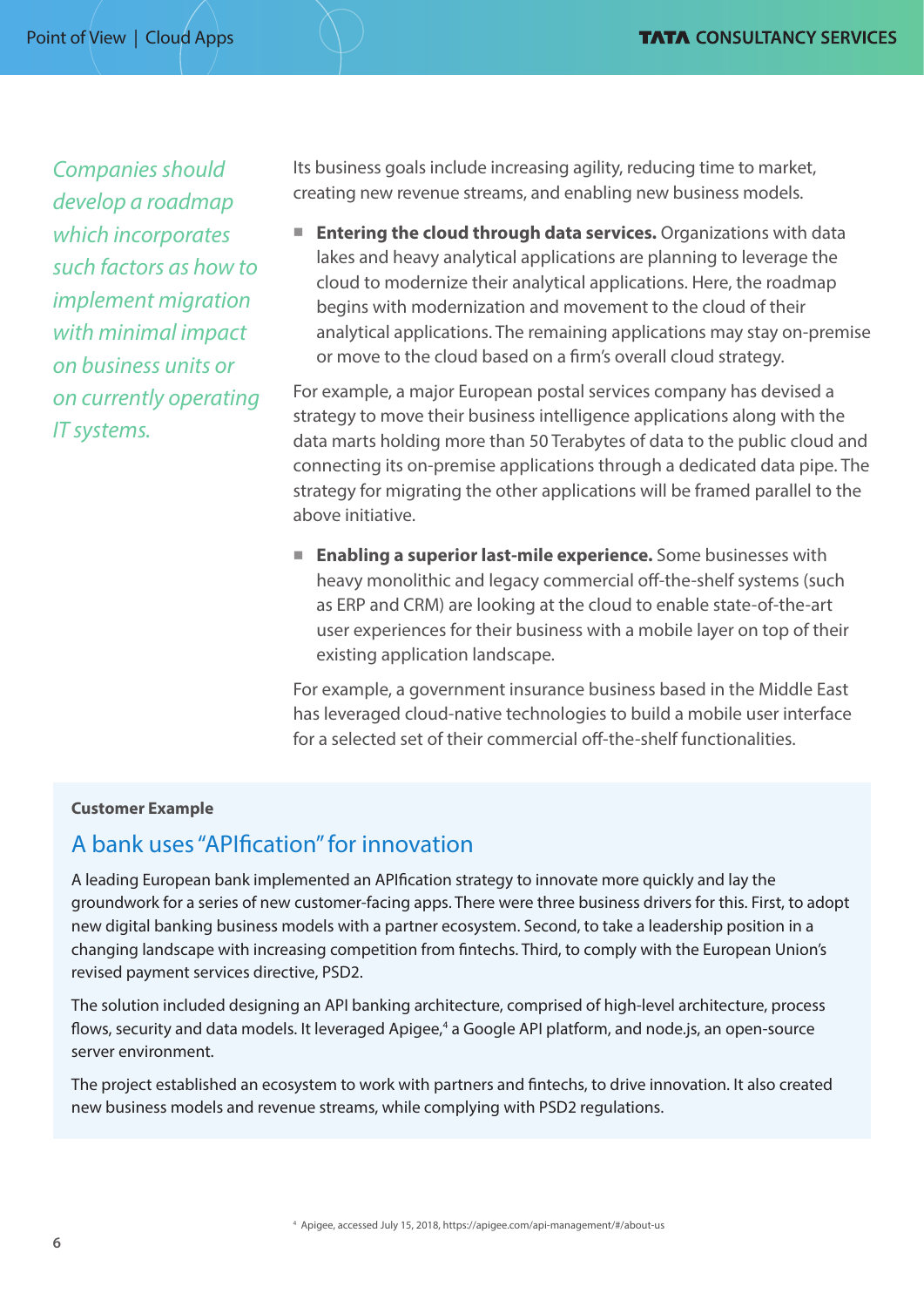*Companies should develop a roadmap which incorporates such factors as how to implement migration with minimal impact on business units or on currently operating IT systems.*

Its business goals include increasing agility, reducing time to market, creating new revenue streams, and enabling new business models.

- **Entering the cloud through data services.** Organizations with data lakes and heavy analytical applications are planning to leverage the cloud to modernize their analytical applications. Here, the roadmap begins with modernization and movement to the cloud of their analytical applications. The remaining applications may stay on-premise or move to the cloud based on a firm's overall cloud strategy.

For example, a major European postal services company has devised a strategy to move their business intelligence applications along with the data marts holding more than 50 Terabytes of data to the public cloud and connecting its on-premise applications through a dedicated data pipe. The strategy for migrating the other applications will be framed parallel to the above initiative.

- **Enabling a superior last-mile experience.** Some businesses with heavy monolithic and legacy commercial off-the-shelf systems (such as ERP and CRM) are looking at the cloud to enable state-of-the-art user experiences for their business with a mobile layer on top of their existing application landscape.

For example, a government insurance business based in the Middle East has leveraged cloud-native technologies to build a mobile user interface for a selected set of their commercial off-the-shelf functionalities.

**Customer Example**

## A bank uses "APIfication" for innovation

A leading European bank implemented an APIfication strategy to innovate more quickly and lay the groundwork for a series of new customer-facing apps. There were three business drivers for this. First, to adopt new digital banking business models with a partner ecosystem. Second, to take a leadership position in a changing landscape with increasing competition from fintechs. Third, to comply with the European Union's revised payment services directive, PSD2.

The solution included designing an API banking architecture, comprised of high-level architecture, process flows, security and data models. It leveraged Apigee,[4] a Google API platform, and node.js, an open-source server environment.

The project established an ecosystem to work with partners and fintechs, to drive innovation. It also created new business models and revenue streams, while complying with PSD2 regulations.

[4] Apigee, accessed July 15, 2018, https://apigee.com/api-management/#/about-us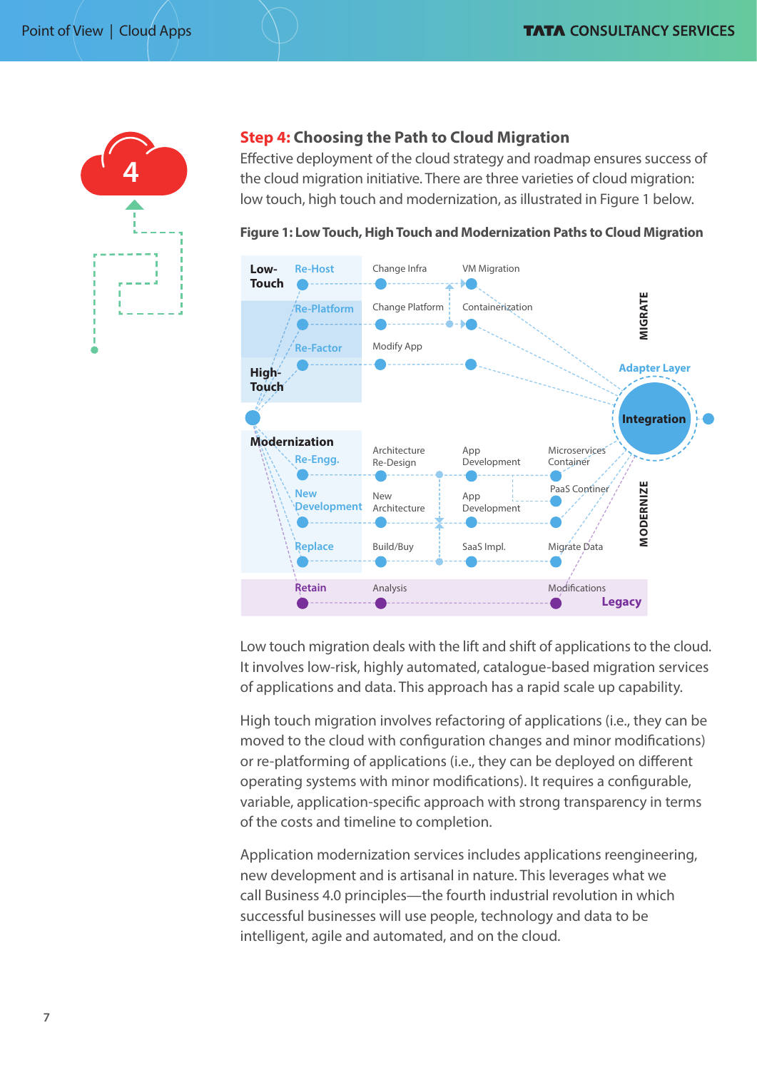## Step 4: Choosing the Path to Cloud Migration

Effective deployment of the cloud strategy and roadmap ensures success of the cloud migration initiative. There are three varieties of cloud migration: low touch, high touch and modernization, as illustrated in Figure 1 below.

**Figure 1: Low Touch, High Touch and Modernization Paths to Cloud Migration**

Low touch migration deals with the lift and shift of applications to the cloud. It involves low-risk, highly automated, catalogue-based migration services of applications and data. This approach has a rapid scale up capability.

High touch migration involves refactoring of applications (i.e., they can be moved to the cloud with configuration changes and minor modifications) or re-platforming of applications (i.e., they can be deployed on different operating systems with minor modifications). It requires a configurable, variable, application-specific approach with strong transparency in terms of the costs and timeline to completion.

Application modernization services includes applications reengineering, new development and is artisanal in nature. This leverages what we call Business 4.0 principles—the fourth industrial revolution in which successful businesses will use people, technology and data to be intelligent, agile and automated, and on the cloud.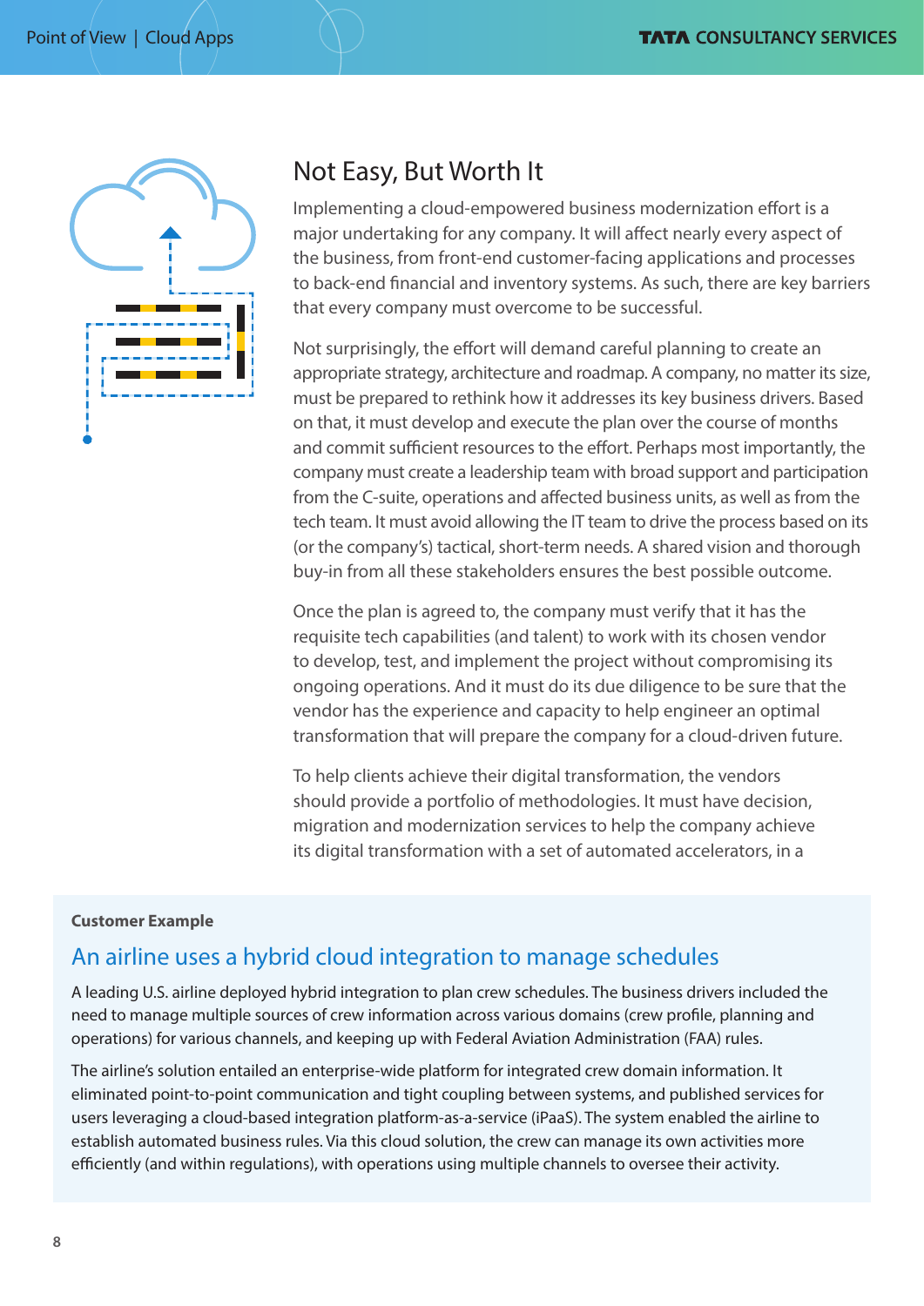## Not Easy, But Worth It

Implementing a cloud-empowered business modernization effort is a major undertaking for any company. It will affect nearly every aspect of the business, from front-end customer-facing applications and processes to back-end financial and inventory systems. As such, there are key barriers that every company must overcome to be successful.

Not surprisingly, the effort will demand careful planning to create an appropriate strategy, architecture and roadmap. A company, no matter its size, must be prepared to rethink how it addresses its key business drivers. Based on that, it must develop and execute the plan over the course of months and commit sufficient resources to the effort. Perhaps most importantly, the company must create a leadership team with broad support and participation from the C-suite, operations and affected business units, as well as from the tech team. It must avoid allowing the IT team to drive the process based on its (or the company's) tactical, short-term needs. A shared vision and thorough buy-in from all these stakeholders ensures the best possible outcome.

Once the plan is agreed to, the company must verify that it has the requisite tech capabilities (and talent) to work with its chosen vendor to develop, test, and implement the project without compromising its ongoing operations. And it must do its due diligence to be sure that the vendor has the experience and capacity to help engineer an optimal transformation that will prepare the company for a cloud-driven future.

To help clients achieve their digital transformation, the vendors should provide a portfolio of methodologies. It must have decision, migration and modernization services to help the company achieve its digital transformation with a set of automated accelerators, in a

**Customer Example**

### An airline uses a hybrid cloud integration to manage schedules

A leading U.S. airline deployed hybrid integration to plan crew schedules. The business drivers included the need to manage multiple sources of crew information across various domains (crew profile, planning and operations) for various channels, and keeping up with Federal Aviation Administration (FAA) rules.

The airline's solution entailed an enterprise-wide platform for integrated crew domain information. It eliminated point-to-point communication and tight coupling between systems, and published services for users leveraging a cloud-based integration platform-as-a-service (iPaaS). The system enabled the airline to establish automated business rules. Via this cloud solution, the crew can manage its own activities more efficiently (and within regulations), with operations using multiple channels to oversee their activity.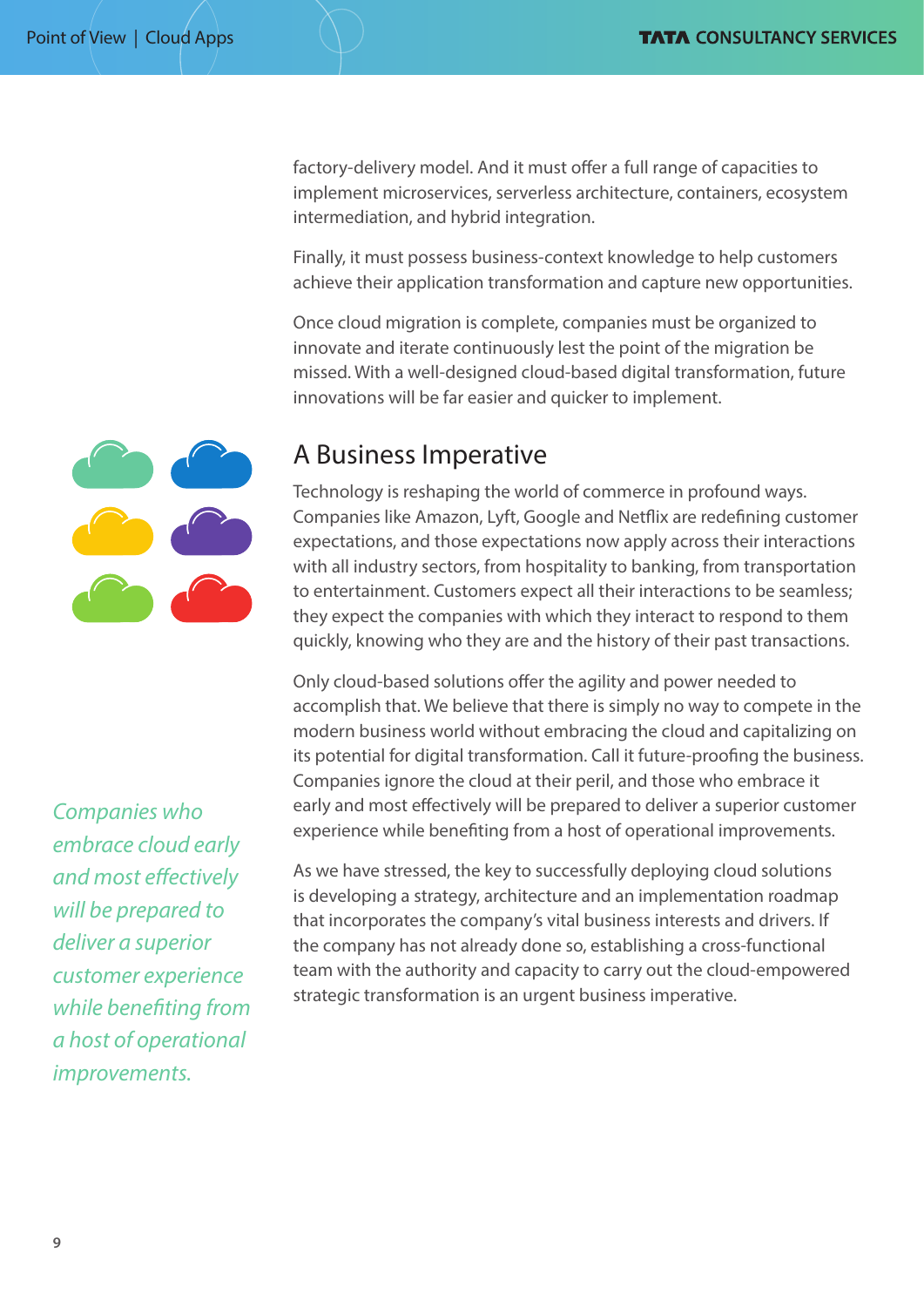factory-delivery model. And it must offer a full range of capacities to implement microservices, serverless architecture, containers, ecosystem intermediation, and hybrid integration.

Finally, it must possess business-context knowledge to help customers achieve their application transformation and capture new opportunities.

Once cloud migration is complete, companies must be organized to innovate and iterate continuously lest the point of the migration be missed. With a well-designed cloud-based digital transformation, future innovations will be far easier and quicker to implement.

## A Business Imperative

Technology is reshaping the world of commerce in profound ways. Companies like Amazon, Lyft, Google and Netflix are redefining customer expectations, and those expectations now apply across their interactions with all industry sectors, from hospitality to banking, from transportation to entertainment. Customers expect all their interactions to be seamless; they expect the companies with which they interact to respond to them quickly, knowing who they are and the history of their past transactions.

Only cloud-based solutions offer the agility and power needed to accomplish that. We believe that there is simply no way to compete in the modern business world without embracing the cloud and capitalizing on its potential for digital transformation. Call it future-proofing the business. Companies ignore the cloud at their peril, and those who embrace it early and most effectively will be prepared to deliver a superior customer experience while benefiting from a host of operational improvements.

*Companies who embrace cloud early and most effectively will be prepared to deliver a superior customer experience while benefiting from a host of operational improvements.*

As we have stressed, the key to successfully deploying cloud solutions is developing a strategy, architecture and an implementation roadmap that incorporates the company's vital business interests and drivers. If the company has not already done so, establishing a cross-functional team with the authority and capacity to carry out the cloud-empowered strategic transformation is an urgent business imperative.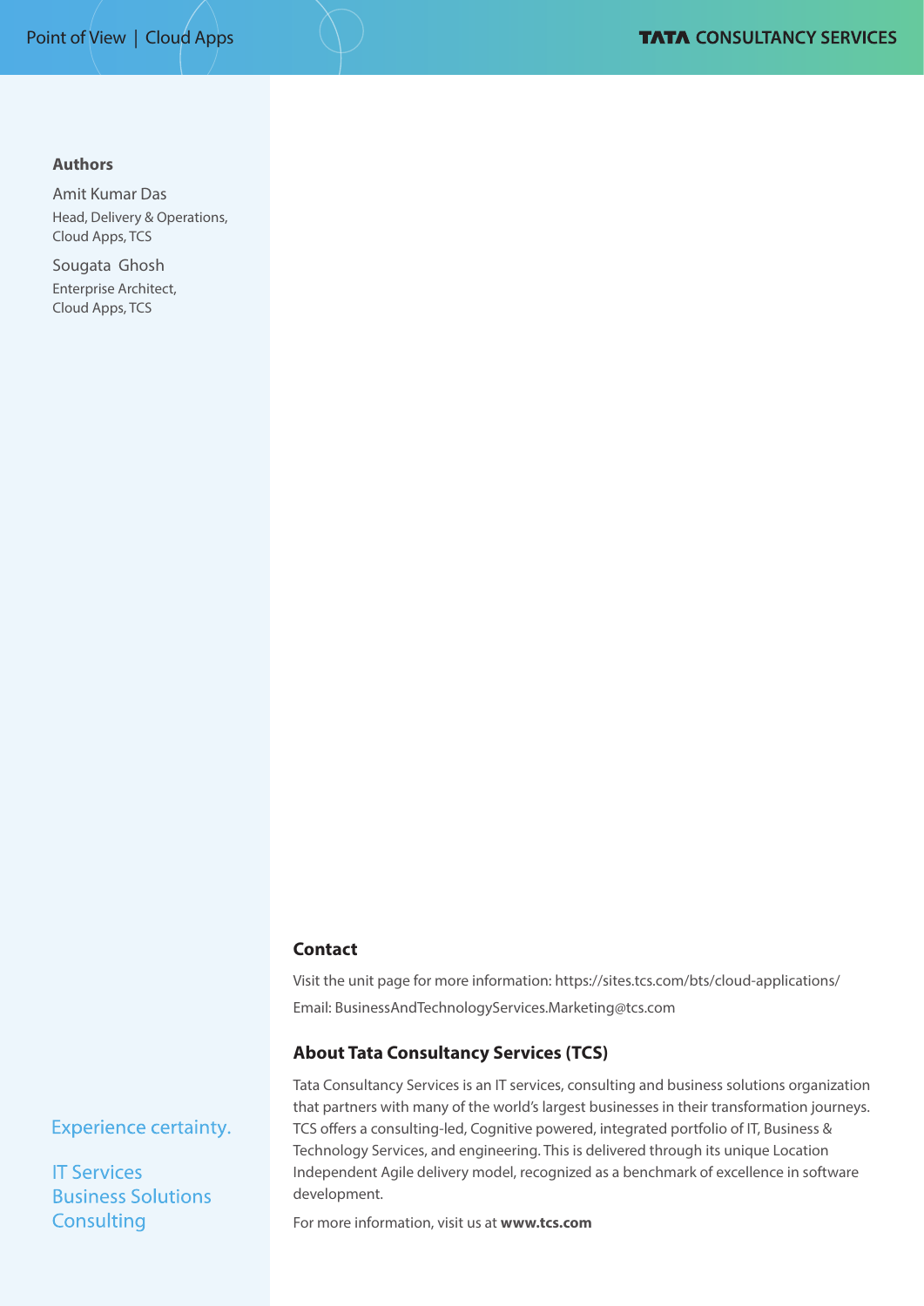**Authors**

Amit Kumar Das
Head, Delivery & Operations,
Cloud Apps, TCS

Sougata Ghosh
Enterprise Architect,
Cloud Apps, TCS

## Contact

Visit the unit page for more information: https://sites.tcs.com/bts/cloud-applications/

Email: BusinessAndTechnologyServices.Marketing@tcs.com

## About Tata Consultancy Services (TCS)

Tata Consultancy Services is an IT services, consulting and business solutions organization that partners with many of the world's largest businesses in their transformation journeys. TCS offers a consulting-led, Cognitive powered, integrated portfolio of IT, Business & Technology Services, and engineering. This is delivered through its unique Location Independent Agile delivery model, recognized as a benchmark of excellence in software development.

For more information, visit us at **www.tcs.com**

Experience certainty.

IT Services
Business Solutions
Consulting